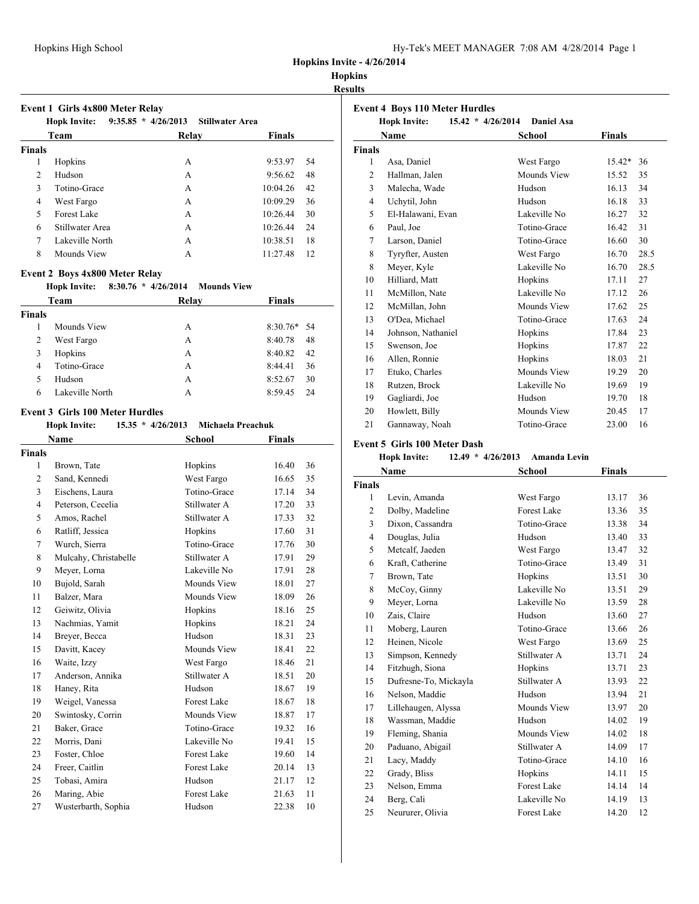# Hopkins Invite - 4/26/2014

## Hopkins

## Results

### Event 1 Girls 4x800 Meter Relay

**Hopk Invite: 9:35.85 * 4/26/2013 Stillwater Area**

| | Team | Relay | Finals | |
|---|---|---|---|---|
| **Finals** | | | | |
| 1 | Hopkins | A | 9:53.97 | 54 |
| 2 | Hudson | A | 9:56.62 | 48 |
| 3 | Totino-Grace | A | 10:04.26 | 42 |
| 4 | West Fargo | A | 10:09.29 | 36 |
| 5 | Forest Lake | A | 10:26.44 | 30 |
| 6 | Stillwater Area | A | 10:26.44 | 24 |
| 7 | Lakeville North | A | 10:38.51 | 18 |
| 8 | Mounds View | A | 11:27.48 | 12 |

### Event 2 Boys 4x800 Meter Relay

**Hopk Invite: 8:30.76 * 4/26/2014 Mounds View**

| | Team | Relay | Finals | |
|---|---|---|---|---|
| **Finals** | | | | |
| 1 | Mounds View | A | 8:30.76* | 54 |
| 2 | West Fargo | A | 8:40.78 | 48 |
| 3 | Hopkins | A | 8:40.82 | 42 |
| 4 | Totino-Grace | A | 8:44.41 | 36 |
| 5 | Hudson | A | 8:52.67 | 30 |
| 6 | Lakeville North | A | 8:59.45 | 24 |

### Event 3 Girls 100 Meter Hurdles

**Hopk Invite: 15.35 * 4/26/2013 Michaela Preachuk**

| | Name | School | Finals | |
|---|---|---|---|---|
| **Finals** | | | | |
| 1 | Brown, Tate | Hopkins | 16.40 | 36 |
| 2 | Sand, Kennedi | West Fargo | 16.65 | 35 |
| 3 | Eischens, Laura | Totino-Grace | 17.14 | 34 |
| 4 | Peterson, Cecelia | Stillwater A | 17.20 | 33 |
| 5 | Amos, Rachel | Stillwater A | 17.33 | 32 |
| 6 | Ratliff, Jessica | Hopkins | 17.60 | 31 |
| 7 | Wurch, Sierra | Totino-Grace | 17.76 | 30 |
| 8 | Mulcahy, Christabelle | Stillwater A | 17.91 | 29 |
| 9 | Meyer, Lorna | Lakeville No | 17.91 | 28 |
| 10 | Bujold, Sarah | Mounds View | 18.01 | 27 |
| 11 | Balzer, Mara | Mounds View | 18.09 | 26 |
| 12 | Geiwitz, Olivia | Hopkins | 18.16 | 25 |
| 13 | Nachmias, Yamit | Hopkins | 18.21 | 24 |
| 14 | Breyer, Becca | Hudson | 18.31 | 23 |
| 15 | Davitt, Kacey | Mounds View | 18.41 | 22 |
| 16 | Waite, Izzy | West Fargo | 18.46 | 21 |
| 17 | Anderson, Annika | Stillwater A | 18.51 | 20 |
| 18 | Haney, Rita | Hudson | 18.67 | 19 |
| 19 | Weigel, Vanessa | Forest Lake | 18.67 | 18 |
| 20 | Swintosky, Corrin | Mounds View | 18.87 | 17 |
| 21 | Baker, Grace | Totino-Grace | 19.32 | 16 |
| 22 | Morris, Dani | Lakeville No | 19.41 | 15 |
| 23 | Foster, Chloe | Forest Lake | 19.60 | 14 |
| 24 | Freer, Caitlin | Forest Lake | 20.14 | 13 |
| 25 | Tobasi, Amira | Hudson | 21.17 | 12 |
| 26 | Maring, Abie | Forest Lake | 21.63 | 11 |
| 27 | Wusterbarth, Sophia | Hudson | 22.38 | 10 |

### Event 4 Boys 110 Meter Hurdles

**Hopk Invite: 15.42 * 4/26/2014 Daniel Asa**

| | Name | School | Finals | |
|---|---|---|---|---|
| **Finals** | | | | |
| 1 | Asa, Daniel | West Fargo | 15.42* | 36 |
| 2 | Hallman, Jalen | Mounds View | 15.52 | 35 |
| 3 | Malecha, Wade | Hudson | 16.13 | 34 |
| 4 | Uchytil, John | Hudson | 16.18 | 33 |
| 5 | El-Halawani, Evan | Lakeville No | 16.27 | 32 |
| 6 | Paul, Joe | Totino-Grace | 16.42 | 31 |
| 7 | Larson, Daniel | Totino-Grace | 16.60 | 30 |
| 8 | Tyrfter, Austen | West Fargo | 16.70 | 28.5 |
| 8 | Meyer, Kyle | Lakeville No | 16.70 | 28.5 |
| 10 | Hilliard, Matt | Hopkins | 17.11 | 27 |
| 11 | McMillon, Nate | Lakeville No | 17.12 | 26 |
| 12 | McMillan, John | Mounds View | 17.62 | 25 |
| 13 | O'Dea, Michael | Totino-Grace | 17.63 | 24 |
| 14 | Johnson, Nathaniel | Hopkins | 17.84 | 23 |
| 15 | Swenson, Joe | Hopkins | 17.87 | 22 |
| 16 | Allen, Ronnie | Hopkins | 18.03 | 21 |
| 17 | Etuko, Charles | Mounds View | 19.29 | 20 |
| 18 | Rutzen, Brock | Lakeville No | 19.69 | 19 |
| 19 | Gagliardi, Joe | Hudson | 19.70 | 18 |
| 20 | Howlett, Billy | Mounds View | 20.45 | 17 |
| 21 | Gannaway, Noah | Totino-Grace | 23.00 | 16 |

### Event 5 Girls 100 Meter Dash

**Hopk Invite: 12.49 * 4/26/2013 Amanda Levin**

| | Name | School | Finals | |
|---|---|---|---|---|
| **Finals** | | | | |
| 1 | Levin, Amanda | West Fargo | 13.17 | 36 |
| 2 | Dolby, Madeline | Forest Lake | 13.36 | 35 |
| 3 | Dixon, Cassandra | Totino-Grace | 13.38 | 34 |
| 4 | Douglas, Julia | Hudson | 13.40 | 33 |
| 5 | Metcalf, Jaeden | West Fargo | 13.47 | 32 |
| 6 | Kraft, Catherine | Totino-Grace | 13.49 | 31 |
| 7 | Brown, Tate | Hopkins | 13.51 | 30 |
| 8 | McCoy, Ginny | Lakeville No | 13.51 | 29 |
| 9 | Meyer, Lorna | Lakeville No | 13.59 | 28 |
| 10 | Zais, Claire | Hudson | 13.60 | 27 |
| 11 | Moberg, Lauren | Totino-Grace | 13.66 | 26 |
| 12 | Heinen, Nicole | West Fargo | 13.69 | 25 |
| 13 | Simpson, Kennedy | Stillwater A | 13.71 | 24 |
| 14 | Fitzhugh, Siona | Hopkins | 13.71 | 23 |
| 15 | Dufresne-To, Mickayla | Stillwater A | 13.93 | 22 |
| 16 | Nelson, Maddie | Hudson | 13.94 | 21 |
| 17 | Lillehaugen, Alyssa | Mounds View | 13.97 | 20 |
| 18 | Wassman, Maddie | Hudson | 14.02 | 19 |
| 19 | Fleming, Shania | Mounds View | 14.02 | 18 |
| 20 | Paduano, Abigail | Stillwater A | 14.09 | 17 |
| 21 | Lacy, Maddy | Totino-Grace | 14.10 | 16 |
| 22 | Grady, Bliss | Hopkins | 14.11 | 15 |
| 23 | Nelson, Emma | Forest Lake | 14.14 | 14 |
| 24 | Berg, Cali | Lakeville No | 14.19 | 13 |
| 25 | Neururer, Olivia | Forest Lake | 14.20 | 12 |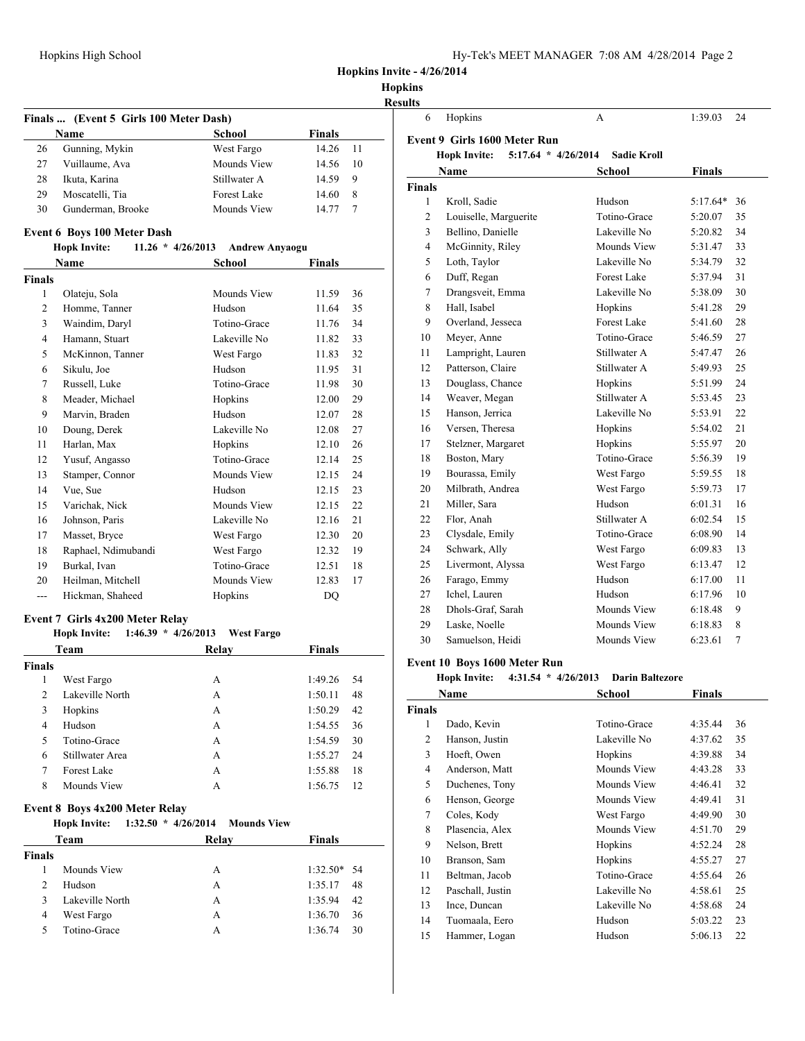**Hopkins Invite - 4/26/2014**

**Hopkins**

**Results**

**Finals ... (Event 5 Girls 100 Meter Dash)**

| | Name | School | Finals | |
|---|---|---|---|---|
| 26 | Gunning, Mykin | West Fargo | 14.26 | 11 |
| 27 | Vuillaume, Ava | Mounds View | 14.56 | 10 |
| 28 | Ikuta, Karina | Stillwater A | 14.59 | 9 |
| 29 | Moscatelli, Tia | Forest Lake | 14.60 | 8 |
| 30 | Gunderman, Brooke | Mounds View | 14.77 | 7 |

**Event 6 Boys 100 Meter Dash**

**Hopk Invite:** 11.26 * 4/26/2013 **Andrew Anyaogu**

| | Name | School | Finals | |
|---|---|---|---|---|
| **Finals** | | | | |
| 1 | Olateju, Sola | Mounds View | 11.59 | 36 |
| 2 | Homme, Tanner | Hudson | 11.64 | 35 |
| 3 | Waindim, Daryl | Totino-Grace | 11.76 | 34 |
| 4 | Hamann, Stuart | Lakeville No | 11.82 | 33 |
| 5 | McKinnon, Tanner | West Fargo | 11.83 | 32 |
| 6 | Sikulu, Joe | Hudson | 11.95 | 31 |
| 7 | Russell, Luke | Totino-Grace | 11.98 | 30 |
| 8 | Meader, Michael | Hopkins | 12.00 | 29 |
| 9 | Marvin, Braden | Hudson | 12.07 | 28 |
| 10 | Doung, Derek | Lakeville No | 12.08 | 27 |
| 11 | Harlan, Max | Hopkins | 12.10 | 26 |
| 12 | Yusuf, Angasso | Totino-Grace | 12.14 | 25 |
| 13 | Stamper, Connor | Mounds View | 12.15 | 24 |
| 14 | Vue, Sue | Hudson | 12.15 | 23 |
| 15 | Varichak, Nick | Mounds View | 12.15 | 22 |
| 16 | Johnson, Paris | Lakeville No | 12.16 | 21 |
| 17 | Masset, Bryce | West Fargo | 12.30 | 20 |
| 18 | Raphael, Ndimubandi | West Fargo | 12.32 | 19 |
| 19 | Burkal, Ivan | Totino-Grace | 12.51 | 18 |
| 20 | Heilman, Mitchell | Mounds View | 12.83 | 17 |
| --- | Hickman, Shaheed | Hopkins | DQ | |

**Event 7 Girls 4x200 Meter Relay**

**Hopk Invite:** 1:46.39 * 4/26/2013 **West Fargo**

| | Team | Relay | Finals | |
|---|---|---|---|---|
| **Finals** | | | | |
| 1 | West Fargo | A | 1:49.26 | 54 |
| 2 | Lakeville North | A | 1:50.11 | 48 |
| 3 | Hopkins | A | 1:50.29 | 42 |
| 4 | Hudson | A | 1:54.55 | 36 |
| 5 | Totino-Grace | A | 1:54.59 | 30 |
| 6 | Stillwater Area | A | 1:55.27 | 24 |
| 7 | Forest Lake | A | 1:55.88 | 18 |
| 8 | Mounds View | A | 1:56.75 | 12 |

**Event 8 Boys 4x200 Meter Relay**

**Hopk Invite:** 1:32.50 * 4/26/2014 **Mounds View**

| | Team | Relay | Finals | |
|---|---|---|---|---|
| **Finals** | | | | |
| 1 | Mounds View | A | 1:32.50* | 54 |
| 2 | Hudson | A | 1:35.17 | 48 |
| 3 | Lakeville North | A | 1:35.94 | 42 |
| 4 | West Fargo | A | 1:36.70 | 36 |
| 5 | Totino-Grace | A | 1:36.74 | 30 |
| 6 | Hopkins | A | 1:39.03 | 24 |

**Event 9 Girls 1600 Meter Run**

**Hopk Invite:** 5:17.64 * 4/26/2014 **Sadie Kroll**

| | Name | School | Finals | |
|---|---|---|---|---|
| **Finals** | | | | |
| 1 | Kroll, Sadie | Hudson | 5:17.64* | 36 |
| 2 | Louiselle, Marguerite | Totino-Grace | 5:20.07 | 35 |
| 3 | Bellino, Danielle | Lakeville No | 5:20.82 | 34 |
| 4 | McGinnity, Riley | Mounds View | 5:31.47 | 33 |
| 5 | Loth, Taylor | Lakeville No | 5:34.79 | 32 |
| 6 | Duff, Regan | Forest Lake | 5:37.94 | 31 |
| 7 | Drangsveit, Emma | Lakeville No | 5:38.09 | 30 |
| 8 | Hall, Isabel | Hopkins | 5:41.28 | 29 |
| 9 | Overland, Jesseca | Forest Lake | 5:41.60 | 28 |
| 10 | Meyer, Anne | Totino-Grace | 5:46.59 | 27 |
| 11 | Lampright, Lauren | Stillwater A | 5:47.47 | 26 |
| 12 | Patterson, Claire | Stillwater A | 5:49.93 | 25 |
| 13 | Douglass, Chance | Hopkins | 5:51.99 | 24 |
| 14 | Weaver, Megan | Stillwater A | 5:53.45 | 23 |
| 15 | Hanson, Jerrica | Lakeville No | 5:53.91 | 22 |
| 16 | Versen, Theresa | Hopkins | 5:54.02 | 21 |
| 17 | Stelzner, Margaret | Hopkins | 5:55.97 | 20 |
| 18 | Boston, Mary | Totino-Grace | 5:56.39 | 19 |
| 19 | Bourassa, Emily | West Fargo | 5:59.55 | 18 |
| 20 | Milbrath, Andrea | West Fargo | 5:59.73 | 17 |
| 21 | Miller, Sara | Hudson | 6:01.31 | 16 |
| 22 | Flor, Anah | Stillwater A | 6:02.54 | 15 |
| 23 | Clysdale, Emily | Totino-Grace | 6:08.90 | 14 |
| 24 | Schwark, Ally | West Fargo | 6:09.83 | 13 |
| 25 | Livermont, Alyssa | West Fargo | 6:13.47 | 12 |
| 26 | Farago, Emmy | Hudson | 6:17.00 | 11 |
| 27 | Ichel, Lauren | Hudson | 6:17.96 | 10 |
| 28 | Dhols-Graf, Sarah | Mounds View | 6:18.48 | 9 |
| 29 | Laske, Noelle | Mounds View | 6:18.83 | 8 |
| 30 | Samuelson, Heidi | Mounds View | 6:23.61 | 7 |

**Event 10 Boys 1600 Meter Run**

**Hopk Invite:** 4:31.54 * 4/26/2013 **Darin Baltezore**

| | Name | School | Finals | |
|---|---|---|---|---|
| **Finals** | | | | |
| 1 | Dado, Kevin | Totino-Grace | 4:35.44 | 36 |
| 2 | Hanson, Justin | Lakeville No | 4:37.62 | 35 |
| 3 | Hoeft, Owen | Hopkins | 4:39.88 | 34 |
| 4 | Anderson, Matt | Mounds View | 4:43.28 | 33 |
| 5 | Duchenes, Tony | Mounds View | 4:46.41 | 32 |
| 6 | Henson, George | Mounds View | 4:49.41 | 31 |
| 7 | Coles, Kody | West Fargo | 4:49.90 | 30 |
| 8 | Plasencia, Alex | Mounds View | 4:51.70 | 29 |
| 9 | Nelson, Brett | Hopkins | 4:52.24 | 28 |
| 10 | Branson, Sam | Hopkins | 4:55.27 | 27 |
| 11 | Beltman, Jacob | Totino-Grace | 4:55.64 | 26 |
| 12 | Paschall, Justin | Lakeville No | 4:58.61 | 25 |
| 13 | Ince, Duncan | Lakeville No | 4:58.68 | 24 |
| 14 | Tuomaala, Eero | Hudson | 5:03.22 | 23 |
| 15 | Hammer, Logan | Hudson | 5:06.13 | 22 |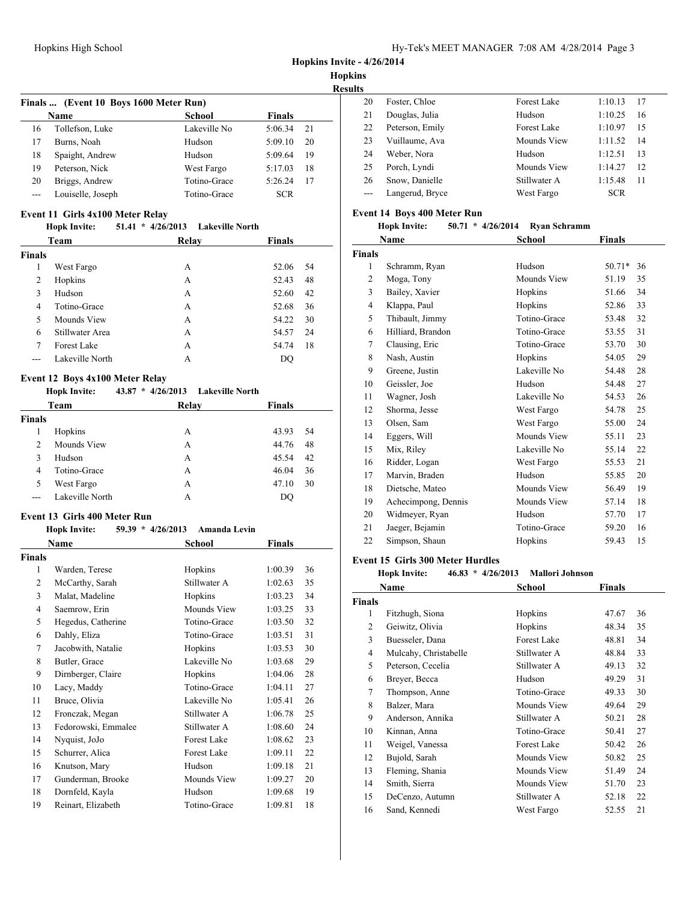**Hopkins Invite - 4/26/2014**

**Hopkins**

**Results**

### Finals ... (Event 10 Boys 1600 Meter Run)

| | Name | School | Finals | |
|---|---|---|---|---|
| 16 | Tollefson, Luke | Lakeville No | 5:06.34 | 21 |
| 17 | Burns, Noah | Hudson | 5:09.10 | 20 |
| 18 | Spaight, Andrew | Hudson | 5:09.64 | 19 |
| 19 | Peterson, Nick | West Fargo | 5:17.03 | 18 |
| 20 | Briggs, Andrew | Totino-Grace | 5:26.24 | 17 |
| --- | Louiselle, Joseph | Totino-Grace | SCR | |

### Event 11 Girls 4x100 Meter Relay

**Hopk Invite: 51.41 * 4/26/2013 Lakeville North**

| | Team | Relay | Finals | |
|---|---|---|---|---|
| **Finals** | | | | |
| 1 | West Fargo | A | 52.06 | 54 |
| 2 | Hopkins | A | 52.43 | 48 |
| 3 | Hudson | A | 52.60 | 42 |
| 4 | Totino-Grace | A | 52.68 | 36 |
| 5 | Mounds View | A | 54.22 | 30 |
| 6 | Stillwater Area | A | 54.57 | 24 |
| 7 | Forest Lake | A | 54.74 | 18 |
| --- | Lakeville North | A | DQ | |

### Event 12 Boys 4x100 Meter Relay

**Hopk Invite: 43.87 * 4/26/2013 Lakeville North**

| | Team | Relay | Finals | |
|---|---|---|---|---|
| **Finals** | | | | |
| 1 | Hopkins | A | 43.93 | 54 |
| 2 | Mounds View | A | 44.76 | 48 |
| 3 | Hudson | A | 45.54 | 42 |
| 4 | Totino-Grace | A | 46.04 | 36 |
| 5 | West Fargo | A | 47.10 | 30 |
| --- | Lakeville North | A | DQ | |

### Event 13 Girls 400 Meter Run

**Hopk Invite: 59.39 * 4/26/2013 Amanda Levin**

| | Name | School | Finals | |
|---|---|---|---|---|
| **Finals** | | | | |
| 1 | Warden, Terese | Hopkins | 1:00.39 | 36 |
| 2 | McCarthy, Sarah | Stillwater A | 1:02.63 | 35 |
| 3 | Malat, Madeline | Hopkins | 1:03.23 | 34 |
| 4 | Saemrow, Erin | Mounds View | 1:03.25 | 33 |
| 5 | Hegedus, Catherine | Totino-Grace | 1:03.50 | 32 |
| 6 | Dahly, Eliza | Totino-Grace | 1:03.51 | 31 |
| 7 | Jacobwith, Natalie | Hopkins | 1:03.53 | 30 |
| 8 | Butler, Grace | Lakeville No | 1:03.68 | 29 |
| 9 | Dirnberger, Claire | Hopkins | 1:04.06 | 28 |
| 10 | Lacy, Maddy | Totino-Grace | 1:04.11 | 27 |
| 11 | Bruce, Olivia | Lakeville No | 1:05.41 | 26 |
| 12 | Fronczak, Megan | Stillwater A | 1:06.78 | 25 |
| 13 | Fedorowski, Emmalee | Stillwater A | 1:08.60 | 24 |
| 14 | Nyquist, JoJo | Forest Lake | 1:08.62 | 23 |
| 15 | Schurrer, Alica | Forest Lake | 1:09.11 | 22 |
| 16 | Knutson, Mary | Hudson | 1:09.18 | 21 |
| 17 | Gunderman, Brooke | Mounds View | 1:09.27 | 20 |
| 18 | Dornfeld, Kayla | Hudson | 1:09.68 | 19 |
| 19 | Reinart, Elizabeth | Totino-Grace | 1:09.81 | 18 |
| 20 | Foster, Chloe | Forest Lake | 1:10.13 | 17 |
| 21 | Douglas, Julia | Hudson | 1:10.25 | 16 |
| 22 | Peterson, Emily | Forest Lake | 1:10.97 | 15 |
| 23 | Vuillaume, Ava | Mounds View | 1:11.52 | 14 |
| 24 | Weber, Nora | Hudson | 1:12.51 | 13 |
| 25 | Porch, Lyndi | Mounds View | 1:14.27 | 12 |
| 26 | Snow, Danielle | Stillwater A | 1:15.48 | 11 |
| --- | Langerud, Bryce | West Fargo | SCR | |

### Event 14 Boys 400 Meter Run

**Hopk Invite: 50.71 * 4/26/2014 Ryan Schramm**

| | Name | School | Finals | |
|---|---|---|---|---|
| **Finals** | | | | |
| 1 | Schramm, Ryan | Hudson | 50.71* | 36 |
| 2 | Moga, Tony | Mounds View | 51.19 | 35 |
| 3 | Bailey, Xavier | Hopkins | 51.66 | 34 |
| 4 | Klappa, Paul | Hopkins | 52.86 | 33 |
| 5 | Thibault, Jimmy | Totino-Grace | 53.48 | 32 |
| 6 | Hilliard, Brandon | Totino-Grace | 53.55 | 31 |
| 7 | Clausing, Eric | Totino-Grace | 53.70 | 30 |
| 8 | Nash, Austin | Hopkins | 54.05 | 29 |
| 9 | Greene, Justin | Lakeville No | 54.48 | 28 |
| 10 | Geissler, Joe | Hudson | 54.48 | 27 |
| 11 | Wagner, Josh | Lakeville No | 54.53 | 26 |
| 12 | Shorma, Jesse | West Fargo | 54.78 | 25 |
| 13 | Olsen, Sam | West Fargo | 55.00 | 24 |
| 14 | Eggers, Will | Mounds View | 55.11 | 23 |
| 15 | Mix, Riley | Lakeville No | 55.14 | 22 |
| 16 | Ridder, Logan | West Fargo | 55.53 | 21 |
| 17 | Marvin, Braden | Hudson | 55.85 | 20 |
| 18 | Dietsche, Mateo | Mounds View | 56.49 | 19 |
| 19 | Achecimpong, Dennis | Mounds View | 57.14 | 18 |
| 20 | Widmeyer, Ryan | Hudson | 57.70 | 17 |
| 21 | Jaeger, Bejamin | Totino-Grace | 59.20 | 16 |
| 22 | Simpson, Shaun | Hopkins | 59.43 | 15 |

### Event 15 Girls 300 Meter Hurdles

**Hopk Invite: 46.83 * 4/26/2013 Mallori Johnson**

| | Name | School | Finals | |
|---|---|---|---|---|
| **Finals** | | | | |
| 1 | Fitzhugh, Siona | Hopkins | 47.67 | 36 |
| 2 | Geiwitz, Olivia | Hopkins | 48.34 | 35 |
| 3 | Buesseler, Dana | Forest Lake | 48.81 | 34 |
| 4 | Mulcahy, Christabelle | Stillwater A | 48.84 | 33 |
| 5 | Peterson, Cecelia | Stillwater A | 49.13 | 32 |
| 6 | Breyer, Becca | Hudson | 49.29 | 31 |
| 7 | Thompson, Anne | Totino-Grace | 49.33 | 30 |
| 8 | Balzer, Mara | Mounds View | 49.64 | 29 |
| 9 | Anderson, Annika | Stillwater A | 50.21 | 28 |
| 10 | Kinnan, Anna | Totino-Grace | 50.41 | 27 |
| 11 | Weigel, Vanessa | Forest Lake | 50.42 | 26 |
| 12 | Bujold, Sarah | Mounds View | 50.82 | 25 |
| 13 | Fleming, Shania | Mounds View | 51.49 | 24 |
| 14 | Smith, Sierra | Mounds View | 51.70 | 23 |
| 15 | DeCenzo, Autumn | Stillwater A | 52.18 | 22 |
| 16 | Sand, Kennedi | West Fargo | 52.55 | 21 |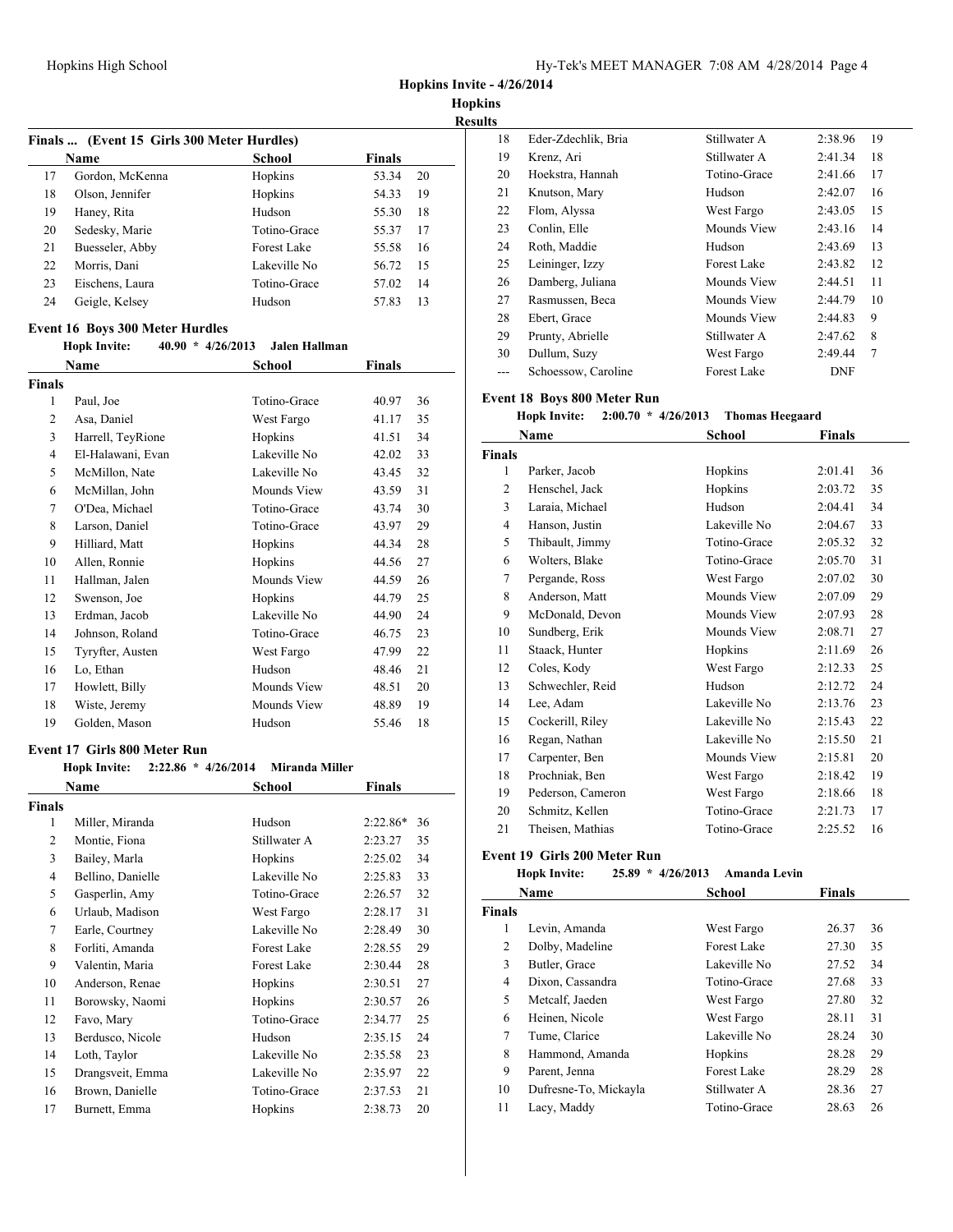**Hopkins Invite - 4/26/2014**

**Hopkins**

**Results**

### Finals ... (Event 15 Girls 300 Meter Hurdles)

| | Name | School | Finals | |
|---|---|---|---|---|
| 17 | Gordon, McKenna | Hopkins | 53.34 | 20 |
| 18 | Olson, Jennifer | Hopkins | 54.33 | 19 |
| 19 | Haney, Rita | Hudson | 55.30 | 18 |
| 20 | Sedesky, Marie | Totino-Grace | 55.37 | 17 |
| 21 | Buesseler, Abby | Forest Lake | 55.58 | 16 |
| 22 | Morris, Dani | Lakeville No | 56.72 | 15 |
| 23 | Eischens, Laura | Totino-Grace | 57.02 | 14 |
| 24 | Geigle, Kelsey | Hudson | 57.83 | 13 |

### Event 16 Boys 300 Meter Hurdles

**Hopk Invite:** 40.90 * 4/26/2013 **Jalen Hallman**

| | Name | School | Finals | |
|---|---|---|---|---|
| **Finals** | | | | |
| 1 | Paul, Joe | Totino-Grace | 40.97 | 36 |
| 2 | Asa, Daniel | West Fargo | 41.17 | 35 |
| 3 | Harrell, TeyRione | Hopkins | 41.51 | 34 |
| 4 | El-Halawani, Evan | Lakeville No | 42.02 | 33 |
| 5 | McMillon, Nate | Lakeville No | 43.45 | 32 |
| 6 | McMillan, John | Mounds View | 43.59 | 31 |
| 7 | O'Dea, Michael | Totino-Grace | 43.74 | 30 |
| 8 | Larson, Daniel | Totino-Grace | 43.97 | 29 |
| 9 | Hilliard, Matt | Hopkins | 44.34 | 28 |
| 10 | Allen, Ronnie | Hopkins | 44.56 | 27 |
| 11 | Hallman, Jalen | Mounds View | 44.59 | 26 |
| 12 | Swenson, Joe | Hopkins | 44.79 | 25 |
| 13 | Erdman, Jacob | Lakeville No | 44.90 | 24 |
| 14 | Johnson, Roland | Totino-Grace | 46.75 | 23 |
| 15 | Tyryfter, Austen | West Fargo | 47.99 | 22 |
| 16 | Lo, Ethan | Hudson | 48.46 | 21 |
| 17 | Howlett, Billy | Mounds View | 48.51 | 20 |
| 18 | Wiste, Jeremy | Mounds View | 48.89 | 19 |
| 19 | Golden, Mason | Hudson | 55.46 | 18 |

### Event 17 Girls 800 Meter Run

**Hopk Invite:** 2:22.86 * 4/26/2014 **Miranda Miller**

| | Name | School | Finals | |
|---|---|---|---|---|
| **Finals** | | | | |
| 1 | Miller, Miranda | Hudson | 2:22.86* | 36 |
| 2 | Montie, Fiona | Stillwater A | 2:23.27 | 35 |
| 3 | Bailey, Marla | Hopkins | 2:25.02 | 34 |
| 4 | Bellino, Danielle | Lakeville No | 2:25.83 | 33 |
| 5 | Gasperlin, Amy | Totino-Grace | 2:26.57 | 32 |
| 6 | Urlaub, Madison | West Fargo | 2:28.17 | 31 |
| 7 | Earle, Courtney | Lakeville No | 2:28.49 | 30 |
| 8 | Forliti, Amanda | Forest Lake | 2:28.55 | 29 |
| 9 | Valentin, Maria | Forest Lake | 2:30.44 | 28 |
| 10 | Anderson, Renae | Hopkins | 2:30.51 | 27 |
| 11 | Borowsky, Naomi | Hopkins | 2:30.57 | 26 |
| 12 | Favo, Mary | Totino-Grace | 2:34.77 | 25 |
| 13 | Berdusco, Nicole | Hudson | 2:35.15 | 24 |
| 14 | Loth, Taylor | Lakeville No | 2:35.58 | 23 |
| 15 | Drangsveit, Emma | Lakeville No | 2:35.97 | 22 |
| 16 | Brown, Danielle | Totino-Grace | 2:37.53 | 21 |
| 17 | Burnett, Emma | Hopkins | 2:38.73 | 20 |
| 18 | Eder-Zdechlik, Bria | Stillwater A | 2:38.96 | 19 |
| 19 | Krenz, Ari | Stillwater A | 2:41.34 | 18 |
| 20 | Hoekstra, Hannah | Totino-Grace | 2:41.66 | 17 |
| 21 | Knutson, Mary | Hudson | 2:42.07 | 16 |
| 22 | Flom, Alyssa | West Fargo | 2:43.05 | 15 |
| 23 | Conlin, Elle | Mounds View | 2:43.16 | 14 |
| 24 | Roth, Maddie | Hudson | 2:43.69 | 13 |
| 25 | Leininger, Izzy | Forest Lake | 2:43.82 | 12 |
| 26 | Damberg, Juliana | Mounds View | 2:44.51 | 11 |
| 27 | Rasmussen, Beca | Mounds View | 2:44.79 | 10 |
| 28 | Ebert, Grace | Mounds View | 2:44.83 | 9 |
| 29 | Prunty, Abrielle | Stillwater A | 2:47.62 | 8 |
| 30 | Dullum, Suzy | West Fargo | 2:49.44 | 7 |
| --- | Schoessow, Caroline | Forest Lake | DNF | |

### Event 18 Boys 800 Meter Run

**Hopk Invite:** 2:00.70 * 4/26/2013 **Thomas Heegaard**

| | Name | School | Finals | |
|---|---|---|---|---|
| **Finals** | | | | |
| 1 | Parker, Jacob | Hopkins | 2:01.41 | 36 |
| 2 | Henschel, Jack | Hopkins | 2:03.72 | 35 |
| 3 | Laraia, Michael | Hudson | 2:04.41 | 34 |
| 4 | Hanson, Justin | Lakeville No | 2:04.67 | 33 |
| 5 | Thibault, Jimmy | Totino-Grace | 2:05.32 | 32 |
| 6 | Wolters, Blake | Totino-Grace | 2:05.70 | 31 |
| 7 | Pergande, Ross | West Fargo | 2:07.02 | 30 |
| 8 | Anderson, Matt | Mounds View | 2:07.09 | 29 |
| 9 | McDonald, Devon | Mounds View | 2:07.93 | 28 |
| 10 | Sundberg, Erik | Mounds View | 2:08.71 | 27 |
| 11 | Staack, Hunter | Hopkins | 2:11.69 | 26 |
| 12 | Coles, Kody | West Fargo | 2:12.33 | 25 |
| 13 | Schwechler, Reid | Hudson | 2:12.72 | 24 |
| 14 | Lee, Adam | Lakeville No | 2:13.76 | 23 |
| 15 | Cockerill, Riley | Lakeville No | 2:15.43 | 22 |
| 16 | Regan, Nathan | Lakeville No | 2:15.50 | 21 |
| 17 | Carpenter, Ben | Mounds View | 2:15.81 | 20 |
| 18 | Prochniak, Ben | West Fargo | 2:18.42 | 19 |
| 19 | Pederson, Cameron | West Fargo | 2:18.66 | 18 |
| 20 | Schmitz, Kellen | Totino-Grace | 2:21.73 | 17 |
| 21 | Theisen, Mathias | Totino-Grace | 2:25.52 | 16 |

### Event 19 Girls 200 Meter Run

**Hopk Invite:** 25.89 * 4/26/2013 **Amanda Levin**

| | Name | School | Finals | |
|---|---|---|---|---|
| **Finals** | | | | |
| 1 | Levin, Amanda | West Fargo | 26.37 | 36 |
| 2 | Dolby, Madeline | Forest Lake | 27.30 | 35 |
| 3 | Butler, Grace | Lakeville No | 27.52 | 34 |
| 4 | Dixon, Cassandra | Totino-Grace | 27.68 | 33 |
| 5 | Metcalf, Jaeden | West Fargo | 27.80 | 32 |
| 6 | Heinen, Nicole | West Fargo | 28.11 | 31 |
| 7 | Tume, Clarice | Lakeville No | 28.24 | 30 |
| 8 | Hammond, Amanda | Hopkins | 28.28 | 29 |
| 9 | Parent, Jenna | Forest Lake | 28.29 | 28 |
| 10 | Dufresne-To, Mickayla | Stillwater A | 28.36 | 27 |
| 11 | Lacy, Maddy | Totino-Grace | 28.63 | 26 |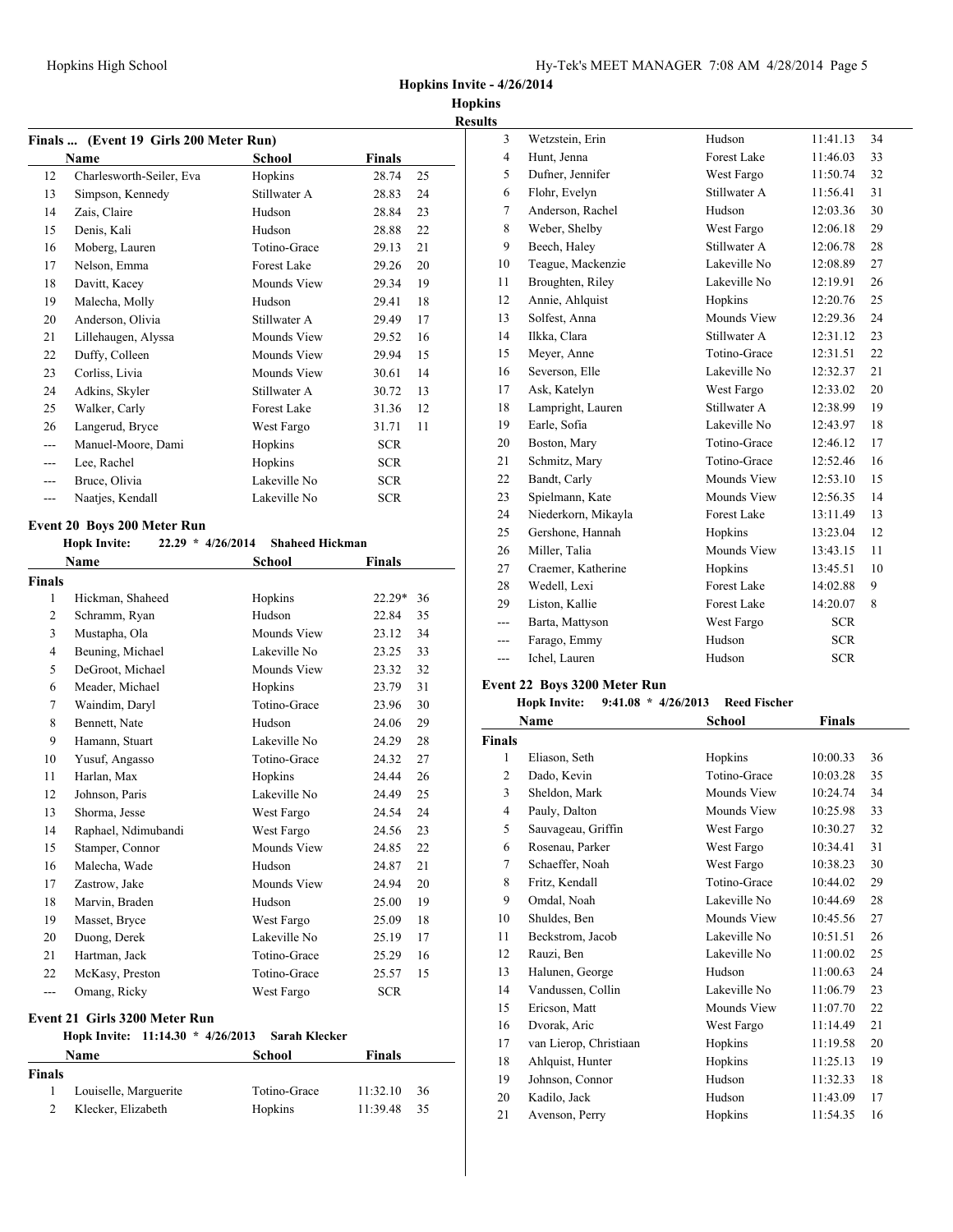## Hopkins Invite - 4/26/2014

**Hopkins**

**Results**

### Finals ... (Event 19 Girls 200 Meter Run)

| | Name | School | Finals | |
|---|---|---|---|---|
| 12 | Charlesworth-Seiler, Eva | Hopkins | 28.74 | 25 |
| 13 | Simpson, Kennedy | Stillwater A | 28.83 | 24 |
| 14 | Zais, Claire | Hudson | 28.84 | 23 |
| 15 | Denis, Kali | Hudson | 28.88 | 22 |
| 16 | Moberg, Lauren | Totino-Grace | 29.13 | 21 |
| 17 | Nelson, Emma | Forest Lake | 29.26 | 20 |
| 18 | Davitt, Kacey | Mounds View | 29.34 | 19 |
| 19 | Malecha, Molly | Hudson | 29.41 | 18 |
| 20 | Anderson, Olivia | Stillwater A | 29.49 | 17 |
| 21 | Lillehaugen, Alyssa | Mounds View | 29.52 | 16 |
| 22 | Duffy, Colleen | Mounds View | 29.94 | 15 |
| 23 | Corliss, Livia | Mounds View | 30.61 | 14 |
| 24 | Adkins, Skyler | Stillwater A | 30.72 | 13 |
| 25 | Walker, Carly | Forest Lake | 31.36 | 12 |
| 26 | Langerud, Bryce | West Fargo | 31.71 | 11 |
| --- | Manuel-Moore, Dami | Hopkins | SCR | |
| --- | Lee, Rachel | Hopkins | SCR | |
| --- | Bruce, Olivia | Lakeville No | SCR | |
| --- | Naatjes, Kendall | Lakeville No | SCR | |

### Event 20 Boys 200 Meter Run

**Hopk Invite:** 22.29 * 4/26/2014 **Shaheed Hickman**

| | Name | School | Finals | |
|---|---|---|---|---|
| **Finals** | | | | |
| 1 | Hickman, Shaheed | Hopkins | 22.29* | 36 |
| 2 | Schramm, Ryan | Hudson | 22.84 | 35 |
| 3 | Mustapha, Ola | Mounds View | 23.12 | 34 |
| 4 | Beuning, Michael | Lakeville No | 23.25 | 33 |
| 5 | DeGroot, Michael | Mounds View | 23.32 | 32 |
| 6 | Meader, Michael | Hopkins | 23.79 | 31 |
| 7 | Waindim, Daryl | Totino-Grace | 23.96 | 30 |
| 8 | Bennett, Nate | Hudson | 24.06 | 29 |
| 9 | Hamann, Stuart | Lakeville No | 24.29 | 28 |
| 10 | Yusuf, Angasso | Totino-Grace | 24.32 | 27 |
| 11 | Harlan, Max | Hopkins | 24.44 | 26 |
| 12 | Johnson, Paris | Lakeville No | 24.49 | 25 |
| 13 | Shorma, Jesse | West Fargo | 24.54 | 24 |
| 14 | Raphael, Ndimubandi | West Fargo | 24.56 | 23 |
| 15 | Stamper, Connor | Mounds View | 24.85 | 22 |
| 16 | Malecha, Wade | Hudson | 24.87 | 21 |
| 17 | Zastrow, Jake | Mounds View | 24.94 | 20 |
| 18 | Marvin, Braden | Hudson | 25.00 | 19 |
| 19 | Masset, Bryce | West Fargo | 25.09 | 18 |
| 20 | Duong, Derek | Lakeville No | 25.19 | 17 |
| 21 | Hartman, Jack | Totino-Grace | 25.29 | 16 |
| 22 | McKasy, Preston | Totino-Grace | 25.57 | 15 |
| --- | Omang, Ricky | West Fargo | SCR | |

### Event 21 Girls 3200 Meter Run

**Hopk Invite:** 11:14.30 * 4/26/2013 **Sarah Klecker**

| | Name | School | Finals | |
|---|---|---|---|---|
| **Finals** | | | | |
| 1 | Louiselle, Marguerite | Totino-Grace | 11:32.10 | 36 |
| 2 | Klecker, Elizabeth | Hopkins | 11:39.48 | 35 |
| 3 | Wetzstein, Erin | Hudson | 11:41.13 | 34 |
| 4 | Hunt, Jenna | Forest Lake | 11:46.03 | 33 |
| 5 | Dufner, Jennifer | West Fargo | 11:50.74 | 32 |
| 6 | Flohr, Evelyn | Stillwater A | 11:56.41 | 31 |
| 7 | Anderson, Rachel | Hudson | 12:03.36 | 30 |
| 8 | Weber, Shelby | West Fargo | 12:06.18 | 29 |
| 9 | Beech, Haley | Stillwater A | 12:06.78 | 28 |
| 10 | Teague, Mackenzie | Lakeville No | 12:08.89 | 27 |
| 11 | Broughten, Riley | Lakeville No | 12:19.91 | 26 |
| 12 | Annie, Ahlquist | Hopkins | 12:20.76 | 25 |
| 13 | Solfest, Anna | Mounds View | 12:29.36 | 24 |
| 14 | Ilkka, Clara | Stillwater A | 12:31.12 | 23 |
| 15 | Meyer, Anne | Totino-Grace | 12:31.51 | 22 |
| 16 | Severson, Elle | Lakeville No | 12:32.37 | 21 |
| 17 | Ask, Katelyn | West Fargo | 12:33.02 | 20 |
| 18 | Lampright, Lauren | Stillwater A | 12:38.99 | 19 |
| 19 | Earle, Sofia | Lakeville No | 12:43.97 | 18 |
| 20 | Boston, Mary | Totino-Grace | 12:46.12 | 17 |
| 21 | Schmitz, Mary | Totino-Grace | 12:52.46 | 16 |
| 22 | Bandt, Carly | Mounds View | 12:53.10 | 15 |
| 23 | Spielmann, Kate | Mounds View | 12:56.35 | 14 |
| 24 | Niederkorn, Mikayla | Forest Lake | 13:11.49 | 13 |
| 25 | Gershone, Hannah | Hopkins | 13:23.04 | 12 |
| 26 | Miller, Talia | Mounds View | 13:43.15 | 11 |
| 27 | Craemer, Katherine | Hopkins | 13:45.51 | 10 |
| 28 | Wedell, Lexi | Forest Lake | 14:02.88 | 9 |
| 29 | Liston, Kallie | Forest Lake | 14:20.07 | 8 |
| --- | Barta, Mattyson | West Fargo | SCR | |
| --- | Farago, Emmy | Hudson | SCR | |
| --- | Ichel, Lauren | Hudson | SCR | |

### Event 22 Boys 3200 Meter Run

**Hopk Invite:** 9:41.08 * 4/26/2013 **Reed Fischer**

| | Name | School | Finals | |
|---|---|---|---|---|
| **Finals** | | | | |
| 1 | Eliason, Seth | Hopkins | 10:00.33 | 36 |
| 2 | Dado, Kevin | Totino-Grace | 10:03.28 | 35 |
| 3 | Sheldon, Mark | Mounds View | 10:24.74 | 34 |
| 4 | Pauly, Dalton | Mounds View | 10:25.98 | 33 |
| 5 | Sauvageau, Griffin | West Fargo | 10:30.27 | 32 |
| 6 | Rosenau, Parker | West Fargo | 10:34.41 | 31 |
| 7 | Schaeffer, Noah | West Fargo | 10:38.23 | 30 |
| 8 | Fritz, Kendall | Totino-Grace | 10:44.02 | 29 |
| 9 | Omdal, Noah | Lakeville No | 10:44.69 | 28 |
| 10 | Shuldes, Ben | Mounds View | 10:45.56 | 27 |
| 11 | Beckstrom, Jacob | Lakeville No | 10:51.51 | 26 |
| 12 | Rauzi, Ben | Lakeville No | 11:00.02 | 25 |
| 13 | Halunen, George | Hudson | 11:00.63 | 24 |
| 14 | Vandussen, Collin | Lakeville No | 11:06.79 | 23 |
| 15 | Ericson, Matt | Mounds View | 11:07.70 | 22 |
| 16 | Dvorak, Aric | West Fargo | 11:14.49 | 21 |
| 17 | van Lierop, Christiaan | Hopkins | 11:19.58 | 20 |
| 18 | Ahlquist, Hunter | Hopkins | 11:25.13 | 19 |
| 19 | Johnson, Connor | Hudson | 11:32.33 | 18 |
| 20 | Kadilo, Jack | Hudson | 11:43.09 | 17 |
| 21 | Avenson, Perry | Hopkins | 11:54.35 | 16 |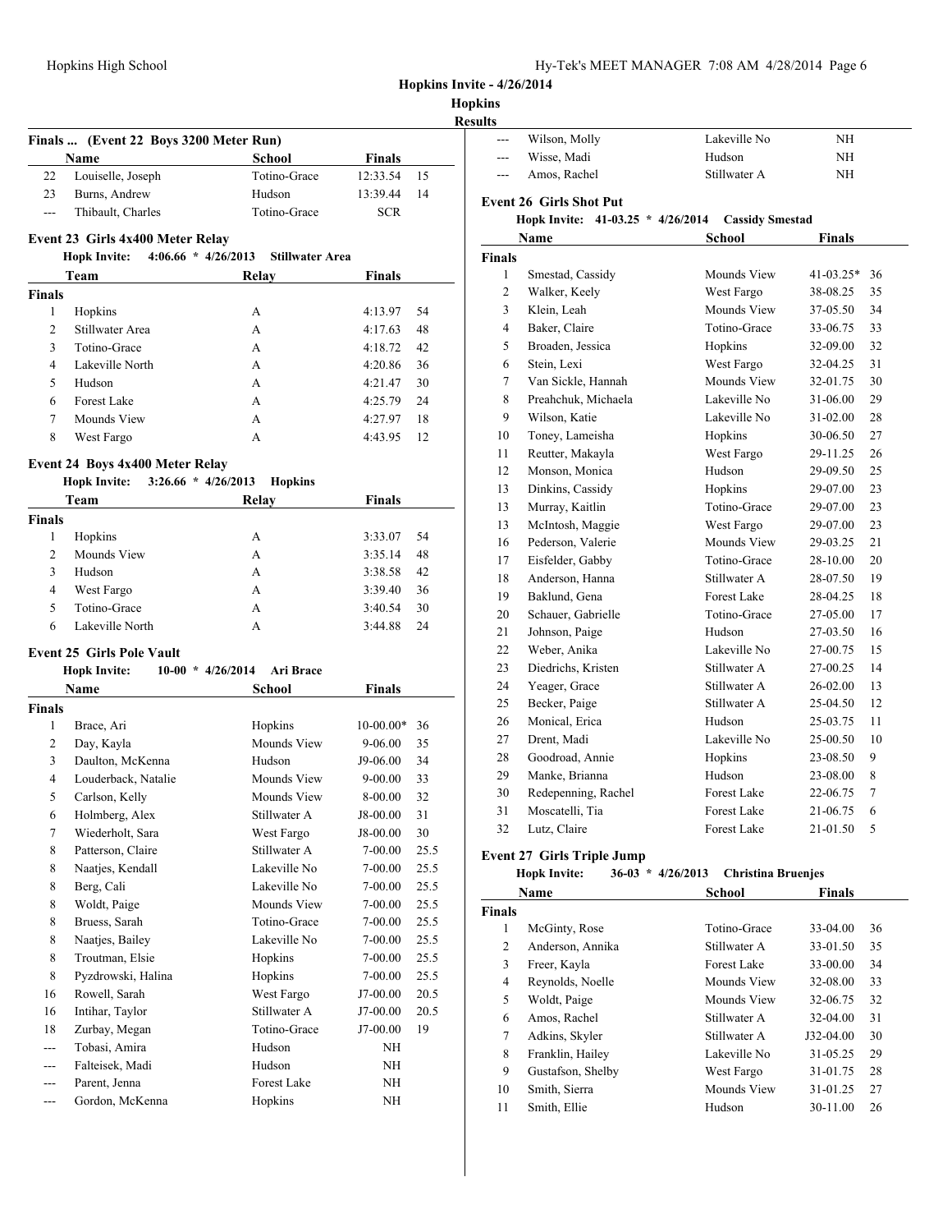## Hopkins Invite - 4/26/2014

**Hopkins**

**Results**

### Finals ... (Event 22 Boys 3200 Meter Run)

| | Name | School | Finals | |
|---|---|---|---|---|
| 22 | Louiselle, Joseph | Totino-Grace | 12:33.54 | 15 |
| 23 | Burns, Andrew | Hudson | 13:39.44 | 14 |
| --- | Thibault, Charles | Totino-Grace | SCR | |

### Event 23 Girls 4x400 Meter Relay

**Hopk Invite: 4:06.66 * 4/26/2013 Stillwater Area**

| | Team | Relay | Finals | |
|---|---|---|---|---|
| **Finals** | | | | |
| 1 | Hopkins | A | 4:13.97 | 54 |
| 2 | Stillwater Area | A | 4:17.63 | 48 |
| 3 | Totino-Grace | A | 4:18.72 | 42 |
| 4 | Lakeville North | A | 4:20.86 | 36 |
| 5 | Hudson | A | 4:21.47 | 30 |
| 6 | Forest Lake | A | 4:25.79 | 24 |
| 7 | Mounds View | A | 4:27.97 | 18 |
| 8 | West Fargo | A | 4:43.95 | 12 |

### Event 24 Boys 4x400 Meter Relay

**Hopk Invite: 3:26.66 * 4/26/2013 Hopkins**

| | Team | Relay | Finals | |
|---|---|---|---|---|
| **Finals** | | | | |
| 1 | Hopkins | A | 3:33.07 | 54 |
| 2 | Mounds View | A | 3:35.14 | 48 |
| 3 | Hudson | A | 3:38.58 | 42 |
| 4 | West Fargo | A | 3:39.40 | 36 |
| 5 | Totino-Grace | A | 3:40.54 | 30 |
| 6 | Lakeville North | A | 3:44.88 | 24 |

### Event 25 Girls Pole Vault

**Hopk Invite: 10-00 * 4/26/2014 Ari Brace**

| | Name | School | Finals | |
|---|---|---|---|---|
| **Finals** | | | | |
| 1 | Brace, Ari | Hopkins | 10-00.00* | 36 |
| 2 | Day, Kayla | Mounds View | 9-06.00 | 35 |
| 3 | Daulton, McKenna | Hudson | J9-06.00 | 34 |
| 4 | Louderback, Natalie | Mounds View | 9-00.00 | 33 |
| 5 | Carlson, Kelly | Mounds View | 8-00.00 | 32 |
| 6 | Holmberg, Alex | Stillwater A | J8-00.00 | 31 |
| 7 | Wiederholt, Sara | West Fargo | J8-00.00 | 30 |
| 8 | Patterson, Claire | Stillwater A | 7-00.00 | 25.5 |
| 8 | Naatjes, Kendall | Lakeville No | 7-00.00 | 25.5 |
| 8 | Berg, Cali | Lakeville No | 7-00.00 | 25.5 |
| 8 | Woldt, Paige | Mounds View | 7-00.00 | 25.5 |
| 8 | Bruess, Sarah | Totino-Grace | 7-00.00 | 25.5 |
| 8 | Naatjes, Bailey | Lakeville No | 7-00.00 | 25.5 |
| 8 | Troutman, Elsie | Hopkins | 7-00.00 | 25.5 |
| 8 | Pyzdrowski, Halina | Hopkins | 7-00.00 | 25.5 |
| 16 | Rowell, Sarah | West Fargo | J7-00.00 | 20.5 |
| 16 | Intihar, Taylor | Stillwater A | J7-00.00 | 20.5 |
| 18 | Zurbay, Megan | Totino-Grace | J7-00.00 | 19 |
| --- | Tobasi, Amira | Hudson | NH | |
| --- | Falteisek, Madi | Hudson | NH | |
| --- | Parent, Jenna | Forest Lake | NH | |
| --- | Gordon, McKenna | Hopkins | NH | |
| --- | Wilson, Molly | Lakeville No | NH | |
| --- | Wisse, Madi | Hudson | NH | |
| --- | Amos, Rachel | Stillwater A | NH | |

### Event 26 Girls Shot Put

**Hopk Invite: 41-03.25 * 4/26/2014 Cassidy Smestad**

| | Name | School | Finals | |
|---|---|---|---|---|
| **Finals** | | | | |
| 1 | Smestad, Cassidy | Mounds View | 41-03.25* | 36 |
| 2 | Walker, Keely | West Fargo | 38-08.25 | 35 |
| 3 | Klein, Leah | Mounds View | 37-05.50 | 34 |
| 4 | Baker, Claire | Totino-Grace | 33-06.75 | 33 |
| 5 | Broaden, Jessica | Hopkins | 32-09.00 | 32 |
| 6 | Stein, Lexi | West Fargo | 32-04.25 | 31 |
| 7 | Van Sickle, Hannah | Mounds View | 32-01.75 | 30 |
| 8 | Preahchuk, Michaela | Lakeville No | 31-06.00 | 29 |
| 9 | Wilson, Katie | Lakeville No | 31-02.00 | 28 |
| 10 | Toney, Lameisha | Hopkins | 30-06.50 | 27 |
| 11 | Reutter, Makayla | West Fargo | 29-11.25 | 26 |
| 12 | Monson, Monica | Hudson | 29-09.50 | 25 |
| 13 | Dinkins, Cassidy | Hopkins | 29-07.00 | 23 |
| 13 | Murray, Kaitlin | Totino-Grace | 29-07.00 | 23 |
| 13 | McIntosh, Maggie | West Fargo | 29-07.00 | 23 |
| 16 | Pederson, Valerie | Mounds View | 29-03.25 | 21 |
| 17 | Eisfelder, Gabby | Totino-Grace | 28-10.00 | 20 |
| 18 | Anderson, Hanna | Stillwater A | 28-07.50 | 19 |
| 19 | Baklund, Gena | Forest Lake | 28-04.25 | 18 |
| 20 | Schauer, Gabrielle | Totino-Grace | 27-05.00 | 17 |
| 21 | Johnson, Paige | Hudson | 27-03.50 | 16 |
| 22 | Weber, Anika | Lakeville No | 27-00.75 | 15 |
| 23 | Diedrichs, Kristen | Stillwater A | 27-00.25 | 14 |
| 24 | Yeager, Grace | Stillwater A | 26-02.00 | 13 |
| 25 | Becker, Paige | Stillwater A | 25-04.50 | 12 |
| 26 | Monical, Erica | Hudson | 25-03.75 | 11 |
| 27 | Drent, Madi | Lakeville No | 25-00.50 | 10 |
| 28 | Goodroad, Annie | Hopkins | 23-08.50 | 9 |
| 29 | Manke, Brianna | Hudson | 23-08.00 | 8 |
| 30 | Redepenning, Rachel | Forest Lake | 22-06.75 | 7 |
| 31 | Moscatelli, Tia | Forest Lake | 21-06.75 | 6 |
| 32 | Lutz, Claire | Forest Lake | 21-01.50 | 5 |

### Event 27 Girls Triple Jump

**Hopk Invite: 36-03 * 4/26/2013 Christina Bruenjes**

| | Name | School | Finals | |
|---|---|---|---|---|
| **Finals** | | | | |
| 1 | McGinty, Rose | Totino-Grace | 33-04.00 | 36 |
| 2 | Anderson, Annika | Stillwater A | 33-01.50 | 35 |
| 3 | Freer, Kayla | Forest Lake | 33-00.00 | 34 |
| 4 | Reynolds, Noelle | Mounds View | 32-08.00 | 33 |
| 5 | Woldt, Paige | Mounds View | 32-06.75 | 32 |
| 6 | Amos, Rachel | Stillwater A | 32-04.00 | 31 |
| 7 | Adkins, Skyler | Stillwater A | J32-04.00 | 30 |
| 8 | Franklin, Hailey | Lakeville No | 31-05.25 | 29 |
| 9 | Gustafson, Shelby | West Fargo | 31-01.75 | 28 |
| 10 | Smith, Sierra | Mounds View | 31-01.25 | 27 |
| 11 | Smith, Ellie | Hudson | 30-11.00 | 26 |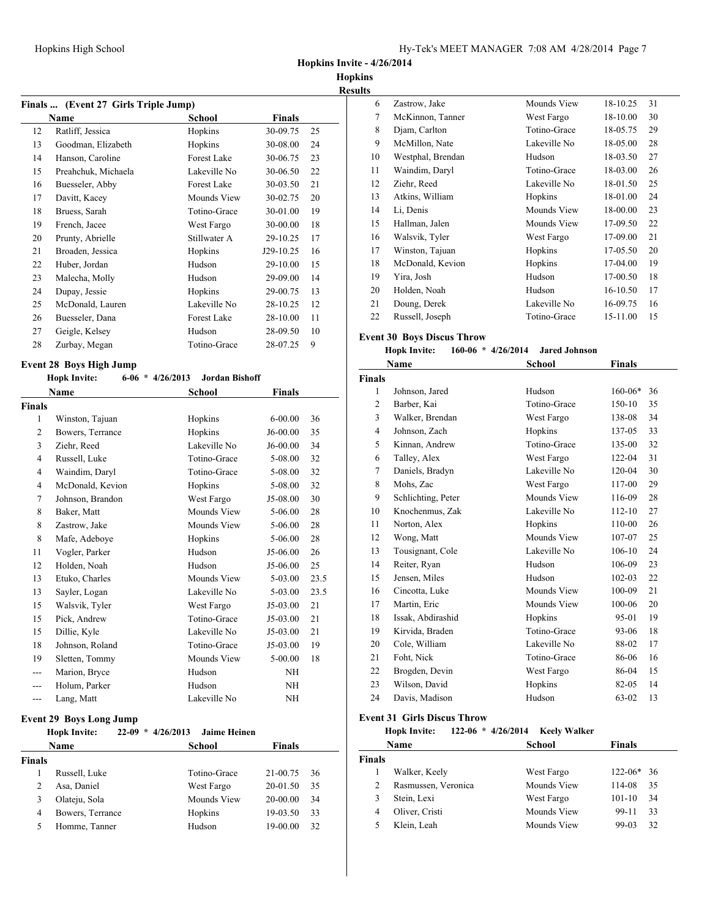**Hopkins Invite - 4/26/2014**

**Hopkins**

**Results**

### Finals ... (Event 27 Girls Triple Jump)

| | Name | School | Finals | |
|---|---|---|---|---|
| 12 | Ratliff, Jessica | Hopkins | 30-09.75 | 25 |
| 13 | Goodman, Elizabeth | Hopkins | 30-08.00 | 24 |
| 14 | Hanson, Caroline | Forest Lake | 30-06.75 | 23 |
| 15 | Preahchuk, Michaela | Lakeville No | 30-06.50 | 22 |
| 16 | Buesseler, Abby | Forest Lake | 30-03.50 | 21 |
| 17 | Davitt, Kacey | Mounds View | 30-02.75 | 20 |
| 18 | Bruess, Sarah | Totino-Grace | 30-01.00 | 19 |
| 19 | French, Jacee | West Fargo | 30-00.00 | 18 |
| 20 | Prunty, Abrielle | Stillwater A | 29-10.25 | 17 |
| 21 | Broaden, Jessica | Hopkins | J29-10.25 | 16 |
| 22 | Huber, Jordan | Hudson | 29-10.00 | 15 |
| 23 | Malecha, Molly | Hudson | 29-09.00 | 14 |
| 24 | Dupay, Jessie | Hopkins | 29-00.75 | 13 |
| 25 | McDonald, Lauren | Lakeville No | 28-10.25 | 12 |
| 26 | Buesseler, Dana | Forest Lake | 28-10.00 | 11 |
| 27 | Geigle, Kelsey | Hudson | 28-09.50 | 10 |
| 28 | Zurbay, Megan | Totino-Grace | 28-07.25 | 9 |

### Event 28 Boys High Jump

**Hopk Invite:** 6-06 * 4/26/2013 **Jordan Bishoff**

| | Name | School | Finals | |
|---|---|---|---|---|
| **Finals** | | | | |
| 1 | Winston, Tajuan | Hopkins | 6-00.00 | 36 |
| 2 | Bowers, Terrance | Hopkins | J6-00.00 | 35 |
| 3 | Ziehr, Reed | Lakeville No | J6-00.00 | 34 |
| 4 | Russell, Luke | Totino-Grace | 5-08.00 | 32 |
| 4 | Waindim, Daryl | Totino-Grace | 5-08.00 | 32 |
| 4 | McDonald, Kevion | Hopkins | 5-08.00 | 32 |
| 7 | Johnson, Brandon | West Fargo | J5-08.00 | 30 |
| 8 | Baker, Matt | Mounds View | 5-06.00 | 28 |
| 8 | Zastrow, Jake | Mounds View | 5-06.00 | 28 |
| 8 | Mafe, Adeboye | Hopkins | 5-06.00 | 28 |
| 11 | Vogler, Parker | Hudson | J5-06.00 | 26 |
| 12 | Holden, Noah | Hudson | J5-06.00 | 25 |
| 13 | Etuko, Charles | Mounds View | 5-03.00 | 23.5 |
| 13 | Sayler, Logan | Lakeville No | 5-03.00 | 23.5 |
| 15 | Walsvik, Tyler | West Fargo | J5-03.00 | 21 |
| 15 | Pick, Andrew | Totino-Grace | J5-03.00 | 21 |
| 15 | Dillie, Kyle | Lakeville No | J5-03.00 | 21 |
| 18 | Johnson, Roland | Totino-Grace | J5-03.00 | 19 |
| 19 | Sletten, Tommy | Mounds View | 5-00.00 | 18 |
| --- | Marion, Bryce | Hudson | NH | |
| --- | Holum, Parker | Hudson | NH | |
| --- | Lang, Matt | Lakeville No | NH | |

### Event 29 Boys Long Jump

**Hopk Invite:** 22-09 * 4/26/2013 **Jaime Heinen**

| | Name | School | Finals | |
|---|---|---|---|---|
| **Finals** | | | | |
| 1 | Russell, Luke | Totino-Grace | 21-00.75 | 36 |
| 2 | Asa, Daniel | West Fargo | 20-01.50 | 35 |
| 3 | Olateju, Sola | Mounds View | 20-00.00 | 34 |
| 4 | Bowers, Terrance | Hopkins | 19-03.50 | 33 |
| 5 | Homme, Tanner | Hudson | 19-00.00 | 32 |
| 6 | Zastrow, Jake | Mounds View | 18-10.25 | 31 |
| 7 | McKinnon, Tanner | West Fargo | 18-10.00 | 30 |
| 8 | Djam, Carlton | Totino-Grace | 18-05.75 | 29 |
| 9 | McMillon, Nate | Lakeville No | 18-05.00 | 28 |
| 10 | Westphal, Brendan | Hudson | 18-03.50 | 27 |
| 11 | Waindim, Daryl | Totino-Grace | 18-03.00 | 26 |
| 12 | Ziehr, Reed | Lakeville No | 18-01.50 | 25 |
| 13 | Atkins, William | Hopkins | 18-01.00 | 24 |
| 14 | Li, Denis | Mounds View | 18-00.00 | 23 |
| 15 | Hallman, Jalen | Mounds View | 17-09.50 | 22 |
| 16 | Walsvik, Tyler | West Fargo | 17-09.00 | 21 |
| 17 | Winston, Tajuan | Hopkins | 17-05.50 | 20 |
| 18 | McDonald, Kevion | Hopkins | 17-04.00 | 19 |
| 19 | Yira, Josh | Hudson | 17-00.50 | 18 |
| 20 | Holden, Noah | Hudson | 16-10.50 | 17 |
| 21 | Doung, Derek | Lakeville No | 16-09.75 | 16 |
| 22 | Russell, Joseph | Totino-Grace | 15-11.00 | 15 |

### Event 30 Boys Discus Throw

**Hopk Invite:** 160-06 * 4/26/2014 **Jared Johnson**

| | Name | School | Finals | |
|---|---|---|---|---|
| **Finals** | | | | |
| 1 | Johnson, Jared | Hudson | 160-06* | 36 |
| 2 | Barber, Kai | Totino-Grace | 150-10 | 35 |
| 3 | Walker, Brendan | West Fargo | 138-08 | 34 |
| 4 | Johnson, Zach | Hopkins | 137-05 | 33 |
| 5 | Kinnan, Andrew | Totino-Grace | 135-00 | 32 |
| 6 | Talley, Alex | West Fargo | 122-04 | 31 |
| 7 | Daniels, Bradyn | Lakeville No | 120-04 | 30 |
| 8 | Mohs, Zac | West Fargo | 117-00 | 29 |
| 9 | Schlichting, Peter | Mounds View | 116-09 | 28 |
| 10 | Knochenmus, Zak | Lakeville No | 112-10 | 27 |
| 11 | Norton, Alex | Hopkins | 110-00 | 26 |
| 12 | Wong, Matt | Mounds View | 107-07 | 25 |
| 13 | Tousignant, Cole | Lakeville No | 106-10 | 24 |
| 14 | Reiter, Ryan | Hudson | 106-09 | 23 |
| 15 | Jensen, Miles | Hudson | 102-03 | 22 |
| 16 | Cincotta, Luke | Mounds View | 100-09 | 21 |
| 17 | Martin, Eric | Mounds View | 100-06 | 20 |
| 18 | Issak, Abdirashid | Hopkins | 95-01 | 19 |
| 19 | Kirvida, Braden | Totino-Grace | 93-06 | 18 |
| 20 | Cole, William | Lakeville No | 88-02 | 17 |
| 21 | Foht, Nick | Totino-Grace | 86-06 | 16 |
| 22 | Brogden, Devin | West Fargo | 86-04 | 15 |
| 23 | Wilson, David | Hopkins | 82-05 | 14 |
| 24 | Davis, Madison | Hudson | 63-02 | 13 |

### Event 31 Girls Discus Throw

**Hopk Invite:** 122-06 * 4/26/2014 **Keely Walker**

| | Name | School | Finals | |
|---|---|---|---|---|
| **Finals** | | | | |
| 1 | Walker, Keely | West Fargo | 122-06* | 36 |
| 2 | Rasmussen, Veronica | Mounds View | 114-08 | 35 |
| 3 | Stein, Lexi | West Fargo | 101-10 | 34 |
| 4 | Oliver, Cristi | Mounds View | 99-11 | 33 |
| 5 | Klein, Leah | Mounds View | 99-03 | 32 |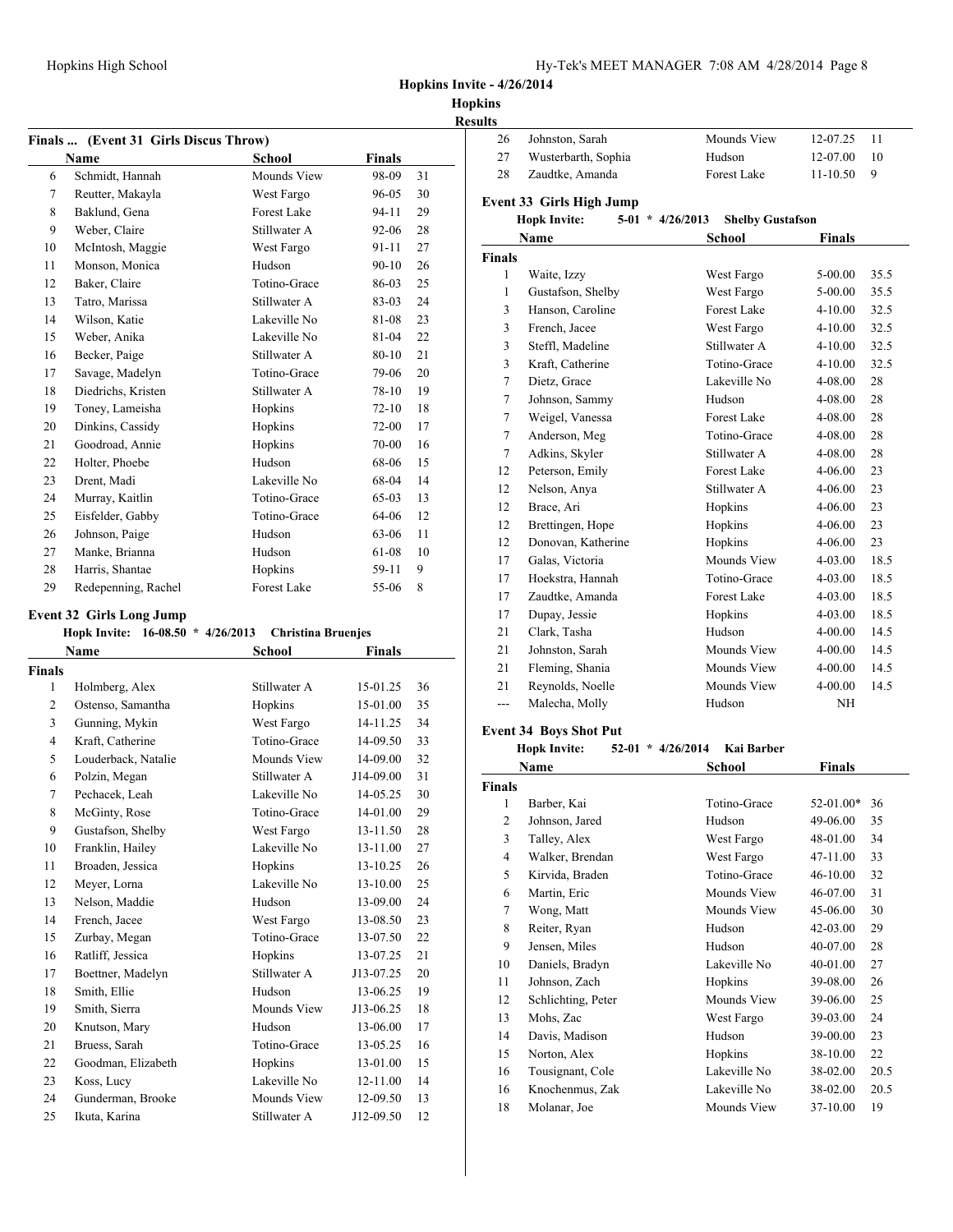## Hopkins Invite - 4/26/2014

**Hopkins**

**Results**

### Finals ... (Event 31 Girls Discus Throw)

| | Name | School | Finals | |
|---|---|---|---|---|
| 6 | Schmidt, Hannah | Mounds View | 98-09 | 31 |
| 7 | Reutter, Makayla | West Fargo | 96-05 | 30 |
| 8 | Baklund, Gena | Forest Lake | 94-11 | 29 |
| 9 | Weber, Claire | Stillwater A | 92-06 | 28 |
| 10 | McIntosh, Maggie | West Fargo | 91-11 | 27 |
| 11 | Monson, Monica | Hudson | 90-10 | 26 |
| 12 | Baker, Claire | Totino-Grace | 86-03 | 25 |
| 13 | Tatro, Marissa | Stillwater A | 83-03 | 24 |
| 14 | Wilson, Katie | Lakeville No | 81-08 | 23 |
| 15 | Weber, Anika | Lakeville No | 81-04 | 22 |
| 16 | Becker, Paige | Stillwater A | 80-10 | 21 |
| 17 | Savage, Madelyn | Totino-Grace | 79-06 | 20 |
| 18 | Diedrichs, Kristen | Stillwater A | 78-10 | 19 |
| 19 | Toney, Lameisha | Hopkins | 72-10 | 18 |
| 20 | Dinkins, Cassidy | Hopkins | 72-00 | 17 |
| 21 | Goodroad, Annie | Hopkins | 70-00 | 16 |
| 22 | Holter, Phoebe | Hudson | 68-06 | 15 |
| 23 | Drent, Madi | Lakeville No | 68-04 | 14 |
| 24 | Murray, Kaitlin | Totino-Grace | 65-03 | 13 |
| 25 | Eisfelder, Gabby | Totino-Grace | 64-06 | 12 |
| 26 | Johnson, Paige | Hudson | 63-06 | 11 |
| 27 | Manke, Brianna | Hudson | 61-08 | 10 |
| 28 | Harris, Shantae | Hopkins | 59-11 | 9 |
| 29 | Redepenning, Rachel | Forest Lake | 55-06 | 8 |

### Event 32 Girls Long Jump

**Hopk Invite: 16-08.50 * 4/26/2013 Christina Bruenjes**

| | Name | School | Finals | |
|---|---|---|---|---|
| **Finals** | | | | |
| 1 | Holmberg, Alex | Stillwater A | 15-01.25 | 36 |
| 2 | Ostenso, Samantha | Hopkins | 15-01.00 | 35 |
| 3 | Gunning, Mykin | West Fargo | 14-11.25 | 34 |
| 4 | Kraft, Catherine | Totino-Grace | 14-09.50 | 33 |
| 5 | Louderback, Natalie | Mounds View | 14-09.00 | 32 |
| 6 | Polzin, Megan | Stillwater A | J14-09.00 | 31 |
| 7 | Pechacek, Leah | Lakeville No | 14-05.25 | 30 |
| 8 | McGinty, Rose | Totino-Grace | 14-01.00 | 29 |
| 9 | Gustafson, Shelby | West Fargo | 13-11.50 | 28 |
| 10 | Franklin, Hailey | Lakeville No | 13-11.00 | 27 |
| 11 | Broaden, Jessica | Hopkins | 13-10.25 | 26 |
| 12 | Meyer, Lorna | Lakeville No | 13-10.00 | 25 |
| 13 | Nelson, Maddie | Hudson | 13-09.00 | 24 |
| 14 | French, Jacee | West Fargo | 13-08.50 | 23 |
| 15 | Zurbay, Megan | Totino-Grace | 13-07.50 | 22 |
| 16 | Ratliff, Jessica | Hopkins | 13-07.25 | 21 |
| 17 | Boettner, Madelyn | Stillwater A | J13-07.25 | 20 |
| 18 | Smith, Ellie | Hudson | 13-06.25 | 19 |
| 19 | Smith, Sierra | Mounds View | J13-06.25 | 18 |
| 20 | Knutson, Mary | Hudson | 13-06.00 | 17 |
| 21 | Bruess, Sarah | Totino-Grace | 13-05.25 | 16 |
| 22 | Goodman, Elizabeth | Hopkins | 13-01.00 | 15 |
| 23 | Koss, Lucy | Lakeville No | 12-11.00 | 14 |
| 24 | Gunderman, Brooke | Mounds View | 12-09.50 | 13 |
| 25 | Ikuta, Karina | Stillwater A | J12-09.50 | 12 |
| 26 | Johnston, Sarah | Mounds View | 12-07.25 | 11 |
| 27 | Wusterbarth, Sophia | Hudson | 12-07.00 | 10 |
| 28 | Zaudtke, Amanda | Forest Lake | 11-10.50 | 9 |

### Event 33 Girls High Jump

**Hopk Invite: 5-01 * 4/26/2013 Shelby Gustafson**

| | Name | School | Finals | |
|---|---|---|---|---|
| **Finals** | | | | |
| 1 | Waite, Izzy | West Fargo | 5-00.00 | 35.5 |
| 1 | Gustafson, Shelby | West Fargo | 5-00.00 | 35.5 |
| 3 | Hanson, Caroline | Forest Lake | 4-10.00 | 32.5 |
| 3 | French, Jacee | West Fargo | 4-10.00 | 32.5 |
| 3 | Steffl, Madeline | Stillwater A | 4-10.00 | 32.5 |
| 3 | Kraft, Catherine | Totino-Grace | 4-10.00 | 32.5 |
| 7 | Dietz, Grace | Lakeville No | 4-08.00 | 28 |
| 7 | Johnson, Sammy | Hudson | 4-08.00 | 28 |
| 7 | Weigel, Vanessa | Forest Lake | 4-08.00 | 28 |
| 7 | Anderson, Meg | Totino-Grace | 4-08.00 | 28 |
| 7 | Adkins, Skyler | Stillwater A | 4-08.00 | 28 |
| 12 | Peterson, Emily | Forest Lake | 4-06.00 | 23 |
| 12 | Nelson, Anya | Stillwater A | 4-06.00 | 23 |
| 12 | Brace, Ari | Hopkins | 4-06.00 | 23 |
| 12 | Brettingen, Hope | Hopkins | 4-06.00 | 23 |
| 12 | Donovan, Katherine | Hopkins | 4-06.00 | 23 |
| 17 | Galas, Victoria | Mounds View | 4-03.00 | 18.5 |
| 17 | Hoekstra, Hannah | Totino-Grace | 4-03.00 | 18.5 |
| 17 | Zaudtke, Amanda | Forest Lake | 4-03.00 | 18.5 |
| 17 | Dupay, Jessie | Hopkins | 4-03.00 | 18.5 |
| 21 | Clark, Tasha | Hudson | 4-00.00 | 14.5 |
| 21 | Johnston, Sarah | Mounds View | 4-00.00 | 14.5 |
| 21 | Fleming, Shania | Mounds View | 4-00.00 | 14.5 |
| 21 | Reynolds, Noelle | Mounds View | 4-00.00 | 14.5 |
| --- | Malecha, Molly | Hudson | NH | |

### Event 34 Boys Shot Put

**Hopk Invite: 52-01 * 4/26/2014 Kai Barber**

| | Name | School | Finals | |
|---|---|---|---|---|
| **Finals** | | | | |
| 1 | Barber, Kai | Totino-Grace | 52-01.00* | 36 |
| 2 | Johnson, Jared | Hudson | 49-06.00 | 35 |
| 3 | Talley, Alex | West Fargo | 48-01.00 | 34 |
| 4 | Walker, Brendan | West Fargo | 47-11.00 | 33 |
| 5 | Kirvida, Braden | Totino-Grace | 46-10.00 | 32 |
| 6 | Martin, Eric | Mounds View | 46-07.00 | 31 |
| 7 | Wong, Matt | Mounds View | 45-06.00 | 30 |
| 8 | Reiter, Ryan | Hudson | 42-03.00 | 29 |
| 9 | Jensen, Miles | Hudson | 40-07.00 | 28 |
| 10 | Daniels, Bradyn | Lakeville No | 40-01.00 | 27 |
| 11 | Johnson, Zach | Hopkins | 39-08.00 | 26 |
| 12 | Schlichting, Peter | Mounds View | 39-06.00 | 25 |
| 13 | Mohs, Zac | West Fargo | 39-03.00 | 24 |
| 14 | Davis, Madison | Hudson | 39-00.00 | 23 |
| 15 | Norton, Alex | Hopkins | 38-10.00 | 22 |
| 16 | Tousignant, Cole | Lakeville No | 38-02.00 | 20.5 |
| 16 | Knochenmus, Zak | Lakeville No | 38-02.00 | 20.5 |
| 18 | Molanar, Joe | Mounds View | 37-10.00 | 19 |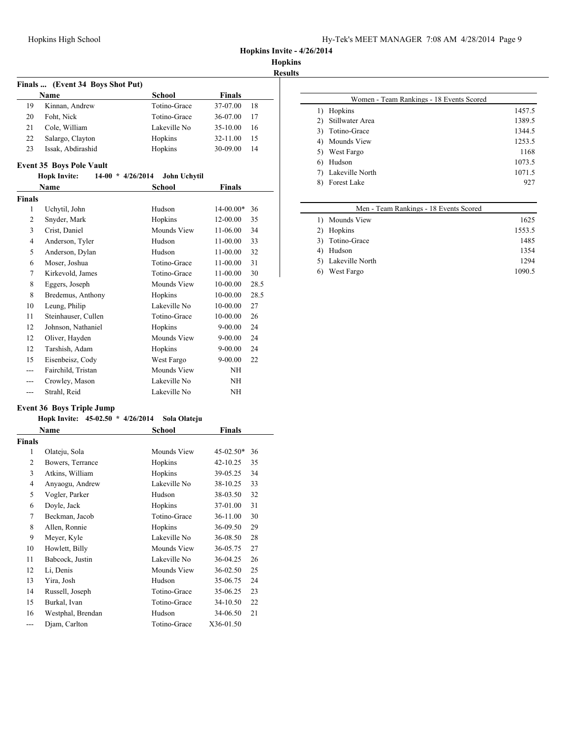**Hopkins Invite - 4/26/2014**

**Hopkins**

**Results**

**Finals ... (Event 34 Boys Shot Put)**

| | Name | School | Finals | |
|---|---|---|---|---|
| 19 | Kinnan, Andrew | Totino-Grace | 37-07.00 | 18 |
| 20 | Foht, Nick | Totino-Grace | 36-07.00 | 17 |
| 21 | Cole, William | Lakeville No | 35-10.00 | 16 |
| 22 | Salargo, Clayton | Hopkins | 32-11.00 | 15 |
| 23 | Issak, Abdirashid | Hopkins | 30-09.00 | 14 |

**Event 35 Boys Pole Vault**

**Hopk Invite: 14-00 * 4/26/2014 John Uchytil**

| | Name | School | Finals | |
|---|---|---|---|---|
| **Finals** | | | | |
| 1 | Uchytil, John | Hudson | 14-00.00* | 36 |
| 2 | Snyder, Mark | Hopkins | 12-00.00 | 35 |
| 3 | Crist, Daniel | Mounds View | 11-06.00 | 34 |
| 4 | Anderson, Tyler | Hudson | 11-00.00 | 33 |
| 5 | Anderson, Dylan | Hudson | 11-00.00 | 32 |
| 6 | Moser, Joshua | Totino-Grace | 11-00.00 | 31 |
| 7 | Kirkevold, James | Totino-Grace | 11-00.00 | 30 |
| 8 | Eggers, Joseph | Mounds View | 10-00.00 | 28.5 |
| 8 | Bredemus, Anthony | Hopkins | 10-00.00 | 28.5 |
| 10 | Leung, Philip | Lakeville No | 10-00.00 | 27 |
| 11 | Steinhauser, Cullen | Totino-Grace | 10-00.00 | 26 |
| 12 | Johnson, Nathaniel | Hopkins | 9-00.00 | 24 |
| 12 | Oliver, Hayden | Mounds View | 9-00.00 | 24 |
| 12 | Tarshish, Adam | Hopkins | 9-00.00 | 24 |
| 15 | Eisenbeisz, Cody | West Fargo | 9-00.00 | 22 |
| --- | Fairchild, Tristan | Mounds View | NH | |
| --- | Crowley, Mason | Lakeville No | NH | |
| --- | Strahl, Reid | Lakeville No | NH | |

**Event 36 Boys Triple Jump**

**Hopk Invite: 45-02.50 * 4/26/2014 Sola Olateju**

| | Name | School | Finals | |
|---|---|---|---|---|
| **Finals** | | | | |
| 1 | Olateju, Sola | Mounds View | 45-02.50* | 36 |
| 2 | Bowers, Terrance | Hopkins | 42-10.25 | 35 |
| 3 | Atkins, William | Hopkins | 39-05.25 | 34 |
| 4 | Anyaogu, Andrew | Lakeville No | 38-10.25 | 33 |
| 5 | Vogler, Parker | Hudson | 38-03.50 | 32 |
| 6 | Doyle, Jack | Hopkins | 37-01.00 | 31 |
| 7 | Beckman, Jacob | Totino-Grace | 36-11.00 | 30 |
| 8 | Allen, Ronnie | Hopkins | 36-09.50 | 29 |
| 9 | Meyer, Kyle | Lakeville No | 36-08.50 | 28 |
| 10 | Howlett, Billy | Mounds View | 36-05.75 | 27 |
| 11 | Babcock, Justin | Lakeville No | 36-04.25 | 26 |
| 12 | Li, Denis | Mounds View | 36-02.50 | 25 |
| 13 | Yira, Josh | Hudson | 35-06.75 | 24 |
| 14 | Russell, Joseph | Totino-Grace | 35-06.25 | 23 |
| 15 | Burkal, Ivan | Totino-Grace | 34-10.50 | 22 |
| 16 | Westphal, Brendan | Hudson | 34-06.50 | 21 |
| --- | Djam, Carlton | Totino-Grace | X36-01.50 | |

| Women - Team Rankings - 18 Events Scored | |
|---|---|
| 1) Hopkins | 1457.5 |
| 2) Stillwater Area | 1389.5 |
| 3) Totino-Grace | 1344.5 |
| 4) Mounds View | 1253.5 |
| 5) West Fargo | 1168 |
| 6) Hudson | 1073.5 |
| 7) Lakeville North | 1071.5 |
| 8) Forest Lake | 927 |

| Men - Team Rankings - 18 Events Scored | |
|---|---|
| 1) Mounds View | 1625 |
| 2) Hopkins | 1553.5 |
| 3) Totino-Grace | 1485 |
| 4) Hudson | 1354 |
| 5) Lakeville North | 1294 |
| 6) West Fargo | 1090.5 |